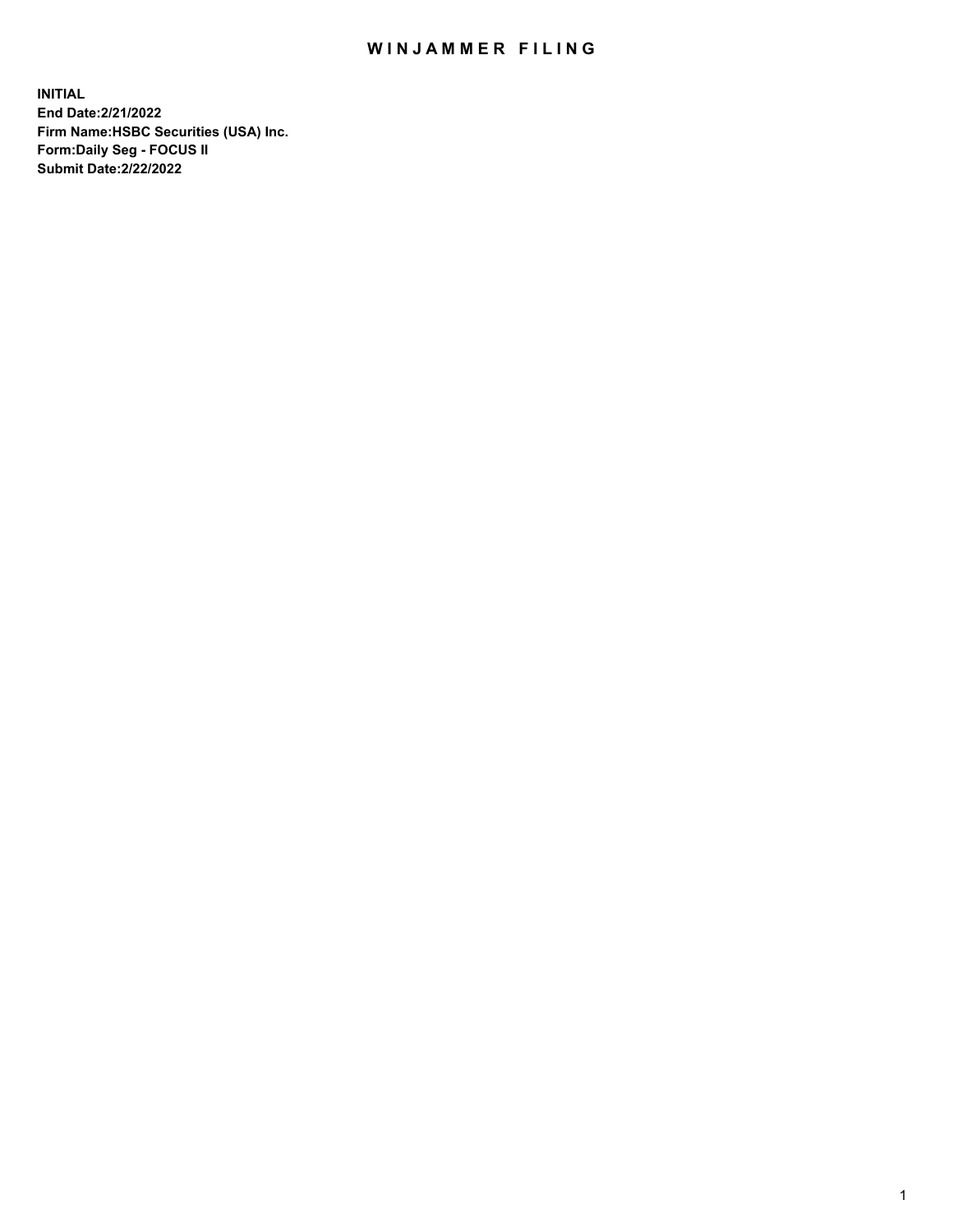# WINJAMMER FILING

**INITIAL**
**End Date:2/21/2022**
**Firm Name:HSBC Securities (USA) Inc.**
**Form:Daily Seg - FOCUS II**
**Submit Date:2/22/2022**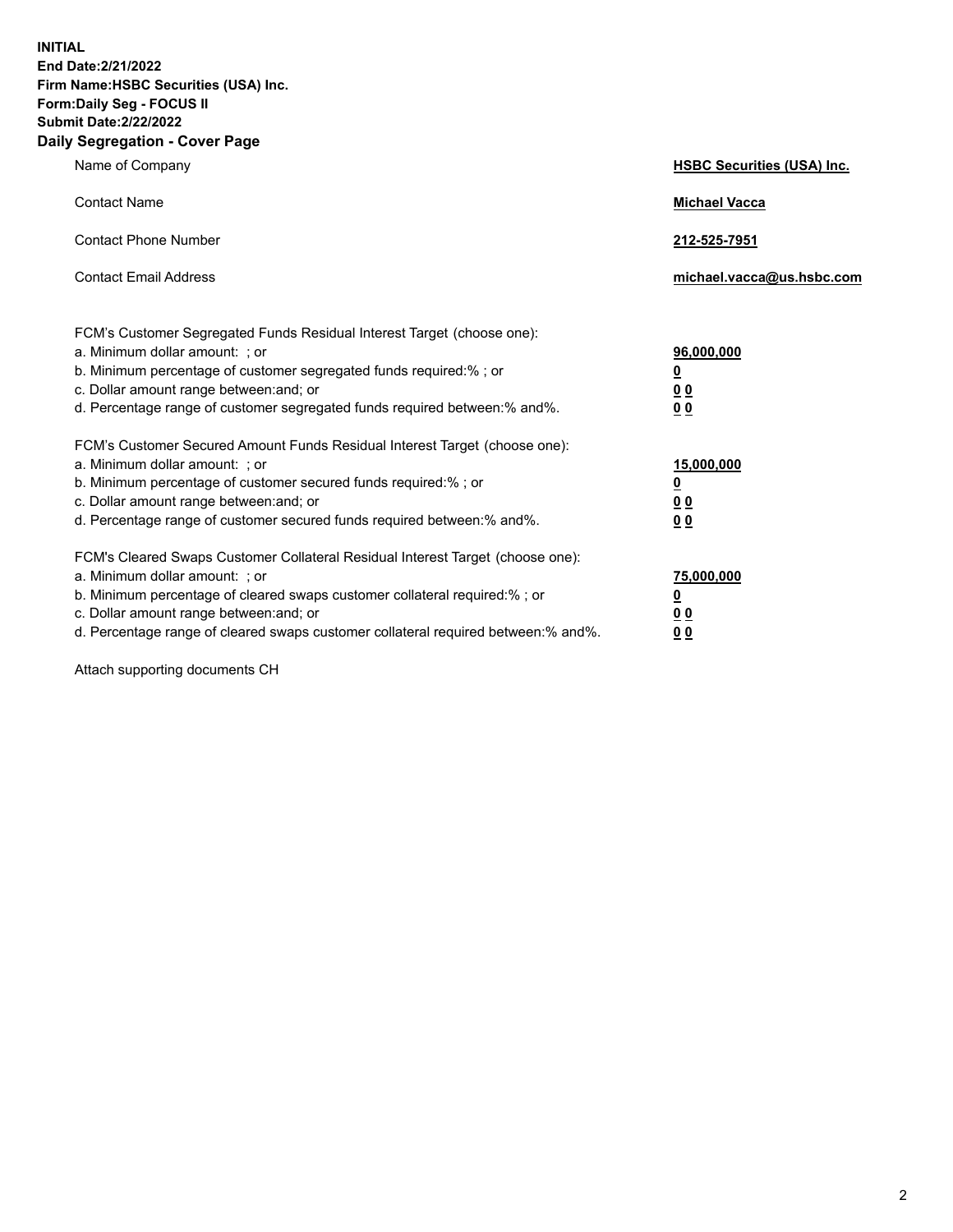**INITIAL**
**End Date:2/21/2022**
**Firm Name:HSBC Securities (USA) Inc.**
**Form:Daily Seg - FOCUS II**
**Submit Date:2/22/2022**

## Daily Segregation - Cover Page

| | |
|---|---|
| Name of Company | **HSBC Securities (USA) Inc.** |
| Contact Name | **Michael Vacca** |
| Contact Phone Number | **212-525-7951** |
| Contact Email Address | **michael.vacca@us.hsbc.com** |

FCM's Customer Segregated Funds Residual Interest Target (choose one):

| | |
|---|---|
| a. Minimum dollar amount: ; or | **96,000,000** |
| b. Minimum percentage of customer segregated funds required:% ; or | **0** |
| c. Dollar amount range between:and; or | **0 0** |
| d. Percentage range of customer segregated funds required between:% and%. | **0 0** |

FCM's Customer Secured Amount Funds Residual Interest Target (choose one):

| | |
|---|---|
| a. Minimum dollar amount: ; or | **15,000,000** |
| b. Minimum percentage of customer secured funds required:% ; or | **0** |
| c. Dollar amount range between:and; or | **0 0** |
| d. Percentage range of customer secured funds required between:% and%. | **0 0** |

FCM's Cleared Swaps Customer Collateral Residual Interest Target (choose one):

| | |
|---|---|
| a. Minimum dollar amount: ; or | **75,000,000** |
| b. Minimum percentage of cleared swaps customer collateral required:% ; or | **0** |
| c. Dollar amount range between:and; or | **0 0** |
| d. Percentage range of cleared swaps customer collateral required between:% and%. | **0 0** |

Attach supporting documents CH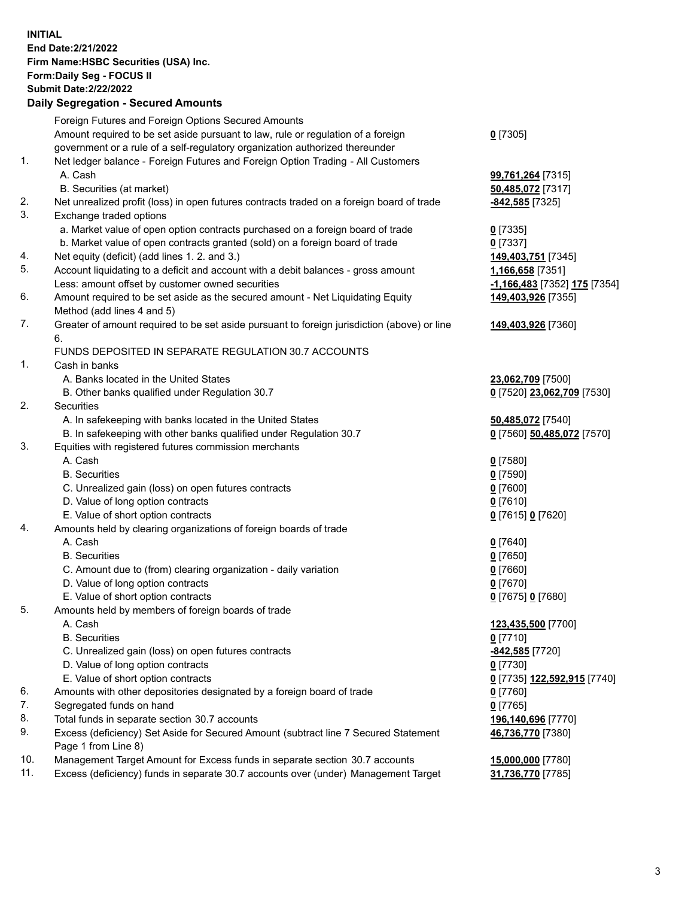**INITIAL**
**End Date:2/21/2022**
**Firm Name:HSBC Securities (USA) Inc.**
**Form:Daily Seg - FOCUS II**
**Submit Date:2/22/2022**

## Daily Segregation - Secured Amounts

| | | |
|---|---|---|
| | Foreign Futures and Foreign Options Secured Amounts | |
| | Amount required to be set aside pursuant to law, rule or regulation of a foreign government or a rule of a self-regulatory organization authorized thereunder | **0** [7305] |
| 1. | Net ledger balance - Foreign Futures and Foreign Option Trading - All Customers | |
| | A. Cash | **99,761,264** [7315] |
| | B. Securities (at market) | **50,485,072** [7317] |
| 2. | Net unrealized profit (loss) in open futures contracts traded on a foreign board of trade | **-842,585** [7325] |
| 3. | Exchange traded options | |
| | a. Market value of open option contracts purchased on a foreign board of trade | **0** [7335] |
| | b. Market value of open contracts granted (sold) on a foreign board of trade | **0** [7337] |
| 4. | Net equity (deficit) (add lines 1. 2. and 3.) | **149,403,751** [7345] |
| 5. | Account liquidating to a deficit and account with a debit balances - gross amount | **1,166,658** [7351] |
| | Less: amount offset by customer owned securities | **-1,166,483** [7352] **175** [7354] |
| 6. | Amount required to be set aside as the secured amount - Net Liquidating Equity Method (add lines 4 and 5) | **149,403,926** [7355] |
| 7. | Greater of amount required to be set aside pursuant to foreign jurisdiction (above) or line 6. | **149,403,926** [7360] |
| | FUNDS DEPOSITED IN SEPARATE REGULATION 30.7 ACCOUNTS | |
| 1. | Cash in banks | |
| | A. Banks located in the United States | **23,062,709** [7500] |
| | B. Other banks qualified under Regulation 30.7 | **0** [7520] **23,062,709** [7530] |
| 2. | Securities | |
| | A. In safekeeping with banks located in the United States | **50,485,072** [7540] |
| | B. In safekeeping with other banks qualified under Regulation 30.7 | **0** [7560] **50,485,072** [7570] |
| 3. | Equities with registered futures commission merchants | |
| | A. Cash | **0** [7580] |
| | B. Securities | **0** [7590] |
| | C. Unrealized gain (loss) on open futures contracts | **0** [7600] |
| | D. Value of long option contracts | **0** [7610] |
| | E. Value of short option contracts | **0** [7615] **0** [7620] |
| 4. | Amounts held by clearing organizations of foreign boards of trade | |
| | A. Cash | **0** [7640] |
| | B. Securities | **0** [7650] |
| | C. Amount due to (from) clearing organization - daily variation | **0** [7660] |
| | D. Value of long option contracts | **0** [7670] |
| | E. Value of short option contracts | **0** [7675] **0** [7680] |
| 5. | Amounts held by members of foreign boards of trade | |
| | A. Cash | **123,435,500** [7700] |
| | B. Securities | **0** [7710] |
| | C. Unrealized gain (loss) on open futures contracts | **-842,585** [7720] |
| | D. Value of long option contracts | **0** [7730] |
| | E. Value of short option contracts | **0** [7735] **122,592,915** [7740] |
| 6. | Amounts with other depositories designated by a foreign board of trade | **0** [7760] |
| 7. | Segregated funds on hand | **0** [7765] |
| 8. | Total funds in separate section 30.7 accounts | **196,140,696** [7770] |
| 9. | Excess (deficiency) Set Aside for Secured Amount (subtract line 7 Secured Statement Page 1 from Line 8) | **46,736,770** [7380] |
| 10. | Management Target Amount for Excess funds in separate section 30.7 accounts | **15,000,000** [7780] |
| 11. | Excess (deficiency) funds in separate 30.7 accounts over (under) Management Target | **31,736,770** [7785] |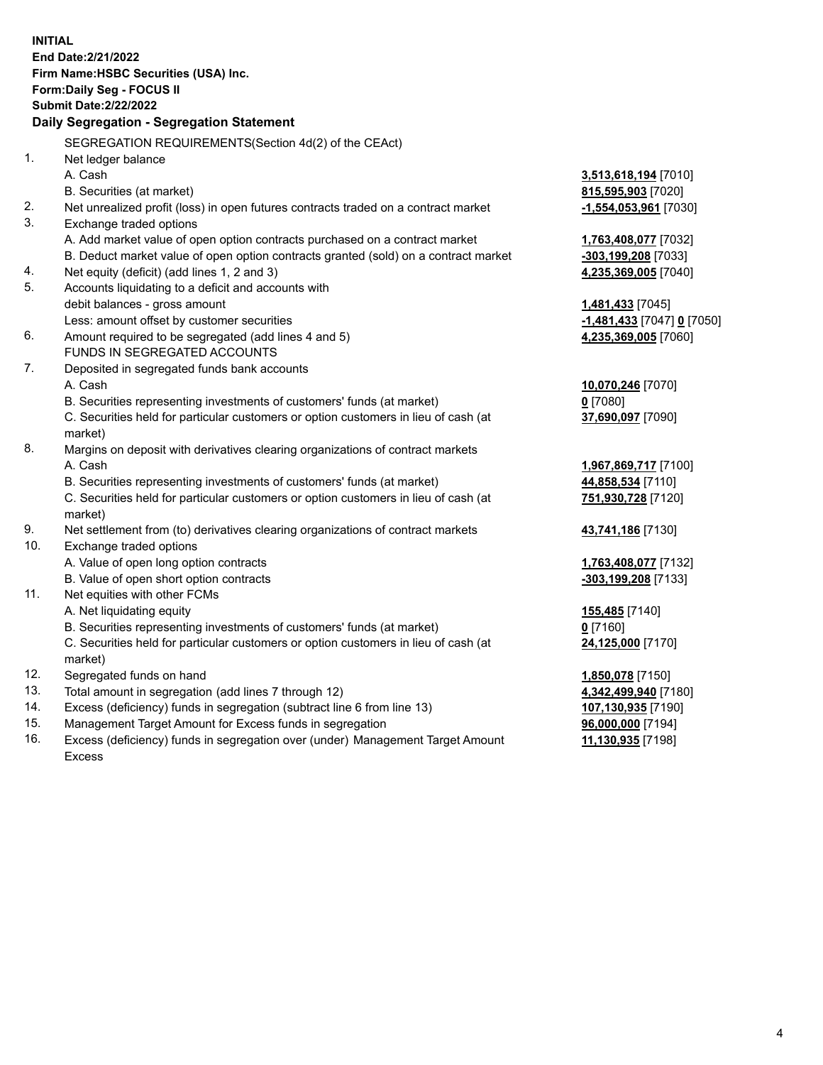**INITIAL**
**End Date:2/21/2022**
**Firm Name:HSBC Securities (USA) Inc.**
**Form:Daily Seg - FOCUS II**
**Submit Date:2/22/2022**

## Daily Segregation - Segregation Statement

SEGREGATION REQUIREMENTS(Section 4d(2) of the CEAct)

| | | |
|---|---|---|
| 1. | Net ledger balance | |
| | A. Cash | **3,513,618,194** [7010] |
| | B. Securities (at market) | **815,595,903** [7020] |
| 2. | Net unrealized profit (loss) in open futures contracts traded on a contract market | **-1,554,053,961** [7030] |
| 3. | Exchange traded options | |
| | A. Add market value of open option contracts purchased on a contract market | **1,763,408,077** [7032] |
| | B. Deduct market value of open option contracts granted (sold) on a contract market | **-303,199,208** [7033] |
| 4. | Net equity (deficit) (add lines 1, 2 and 3) | **4,235,369,005** [7040] |
| 5. | Accounts liquidating to a deficit and accounts with | |
| | debit balances - gross amount | **1,481,433** [7045] |
| | Less: amount offset by customer securities | **-1,481,433** [7047] **0** [7050] |
| 6. | Amount required to be segregated (add lines 4 and 5) | **4,235,369,005** [7060] |
| | FUNDS IN SEGREGATED ACCOUNTS | |
| 7. | Deposited in segregated funds bank accounts | |
| | A. Cash | **10,070,246** [7070] |
| | B. Securities representing investments of customers' funds (at market) | **0** [7080] |
| | C. Securities held for particular customers or option customers in lieu of cash (at market) | **37,690,097** [7090] |
| 8. | Margins on deposit with derivatives clearing organizations of contract markets | |
| | A. Cash | **1,967,869,717** [7100] |
| | B. Securities representing investments of customers' funds (at market) | **44,858,534** [7110] |
| | C. Securities held for particular customers or option customers in lieu of cash (at market) | **751,930,728** [7120] |
| 9. | Net settlement from (to) derivatives clearing organizations of contract markets | **43,741,186** [7130] |
| 10. | Exchange traded options | |
| | A. Value of open long option contracts | **1,763,408,077** [7132] |
| | B. Value of open short option contracts | **-303,199,208** [7133] |
| 11. | Net equities with other FCMs | |
| | A. Net liquidating equity | **155,485** [7140] |
| | B. Securities representing investments of customers' funds (at market) | **0** [7160] |
| | C. Securities held for particular customers or option customers in lieu of cash (at market) | **24,125,000** [7170] |
| 12. | Segregated funds on hand | **1,850,078** [7150] |
| 13. | Total amount in segregation (add lines 7 through 12) | **4,342,499,940** [7180] |
| 14. | Excess (deficiency) funds in segregation (subtract line 6 from line 13) | **107,130,935** [7190] |
| 15. | Management Target Amount for Excess funds in segregation | **96,000,000** [7194] |
| 16. | Excess (deficiency) funds in segregation over (under) Management Target Amount Excess | **11,130,935** [7198] |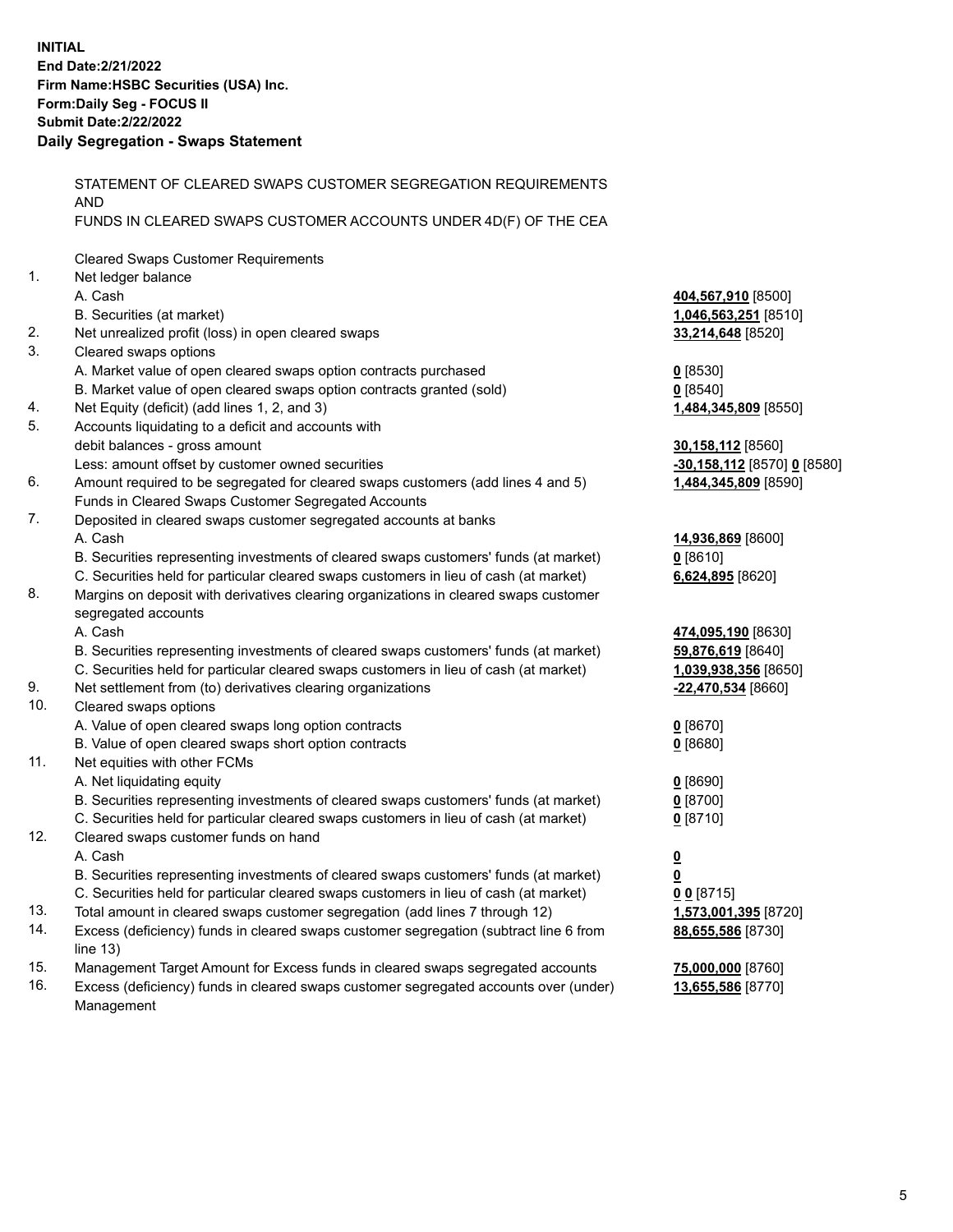**INITIAL**
**End Date:2/21/2022**
**Firm Name:HSBC Securities (USA) Inc.**
**Form:Daily Seg - FOCUS II**
**Submit Date:2/22/2022**
**Daily Segregation - Swaps Statement**

STATEMENT OF CLEARED SWAPS CUSTOMER SEGREGATION REQUIREMENTS AND
FUNDS IN CLEARED SWAPS CUSTOMER ACCOUNTS UNDER 4D(F) OF THE CEA

| | | |
|---|---|---|
| | Cleared Swaps Customer Requirements | |
| 1. | Net ledger balance | |
| | A. Cash | **404,567,910** [8500] |
| | B. Securities (at market) | **1,046,563,251** [8510] |
| 2. | Net unrealized profit (loss) in open cleared swaps | **33,214,648** [8520] |
| 3. | Cleared swaps options | |
| | A. Market value of open cleared swaps option contracts purchased | **0** [8530] |
| | B. Market value of open cleared swaps option contracts granted (sold) | **0** [8540] |
| 4. | Net Equity (deficit) (add lines 1, 2, and 3) | **1,484,345,809** [8550] |
| 5. | Accounts liquidating to a deficit and accounts with debit balances - gross amount | **30,158,112** [8560] |
| | Less: amount offset by customer owned securities | **-30,158,112** [8570] **0** [8580] |
| 6. | Amount required to be segregated for cleared swaps customers (add lines 4 and 5) | **1,484,345,809** [8590] |
| | Funds in Cleared Swaps Customer Segregated Accounts | |
| 7. | Deposited in cleared swaps customer segregated accounts at banks | |
| | A. Cash | **14,936,869** [8600] |
| | B. Securities representing investments of cleared swaps customers' funds (at market) | **0** [8610] |
| | C. Securities held for particular cleared swaps customers in lieu of cash (at market) | **6,624,895** [8620] |
| 8. | Margins on deposit with derivatives clearing organizations in cleared swaps customer segregated accounts | |
| | A. Cash | **474,095,190** [8630] |
| | B. Securities representing investments of cleared swaps customers' funds (at market) | **59,876,619** [8640] |
| | C. Securities held for particular cleared swaps customers in lieu of cash (at market) | **1,039,938,356** [8650] |
| 9. | Net settlement from (to) derivatives clearing organizations | **-22,470,534** [8660] |
| 10. | Cleared swaps options | |
| | A. Value of open cleared swaps long option contracts | **0** [8670] |
| | B. Value of open cleared swaps short option contracts | **0** [8680] |
| 11. | Net equities with other FCMs | |
| | A. Net liquidating equity | **0** [8690] |
| | B. Securities representing investments of cleared swaps customers' funds (at market) | **0** [8700] |
| | C. Securities held for particular cleared swaps customers in lieu of cash (at market) | **0** [8710] |
| 12. | Cleared swaps customer funds on hand | |
| | A. Cash | **0** |
| | B. Securities representing investments of cleared swaps customers' funds (at market) | **0** |
| | C. Securities held for particular cleared swaps customers in lieu of cash (at market) | **0** **0** [8715] |
| 13. | Total amount in cleared swaps customer segregation (add lines 7 through 12) | **1,573,001,395** [8720] |
| 14. | Excess (deficiency) funds in cleared swaps customer segregation (subtract line 6 from line 13) | **88,655,586** [8730] |
| 15. | Management Target Amount for Excess funds in cleared swaps segregated accounts | **75,000,000** [8760] |
| 16. | Excess (deficiency) funds in cleared swaps customer segregated accounts over (under) Management | **13,655,586** [8770] |